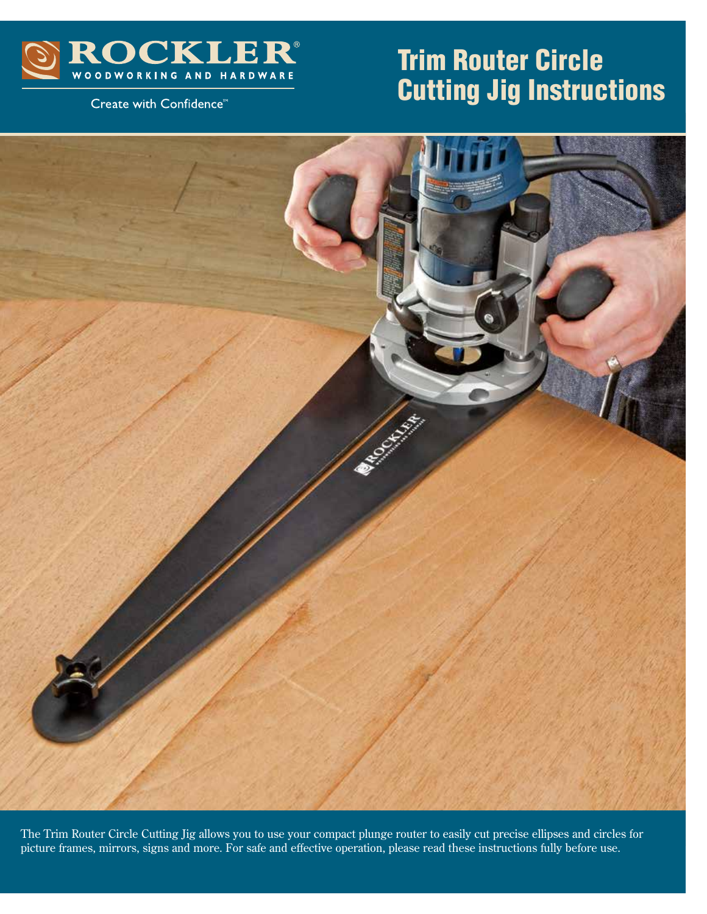ROCKLER®
WOODWORKING AND HARDWARE

Create with Confidence™

# Trim Router Circle Cutting Jig Instructions

The Trim Router Circle Cutting Jig allows you to use your compact plunge router to easily cut precise ellipses and circles for picture frames, mirrors, signs and more. For safe and effective operation, please read these instructions fully before use.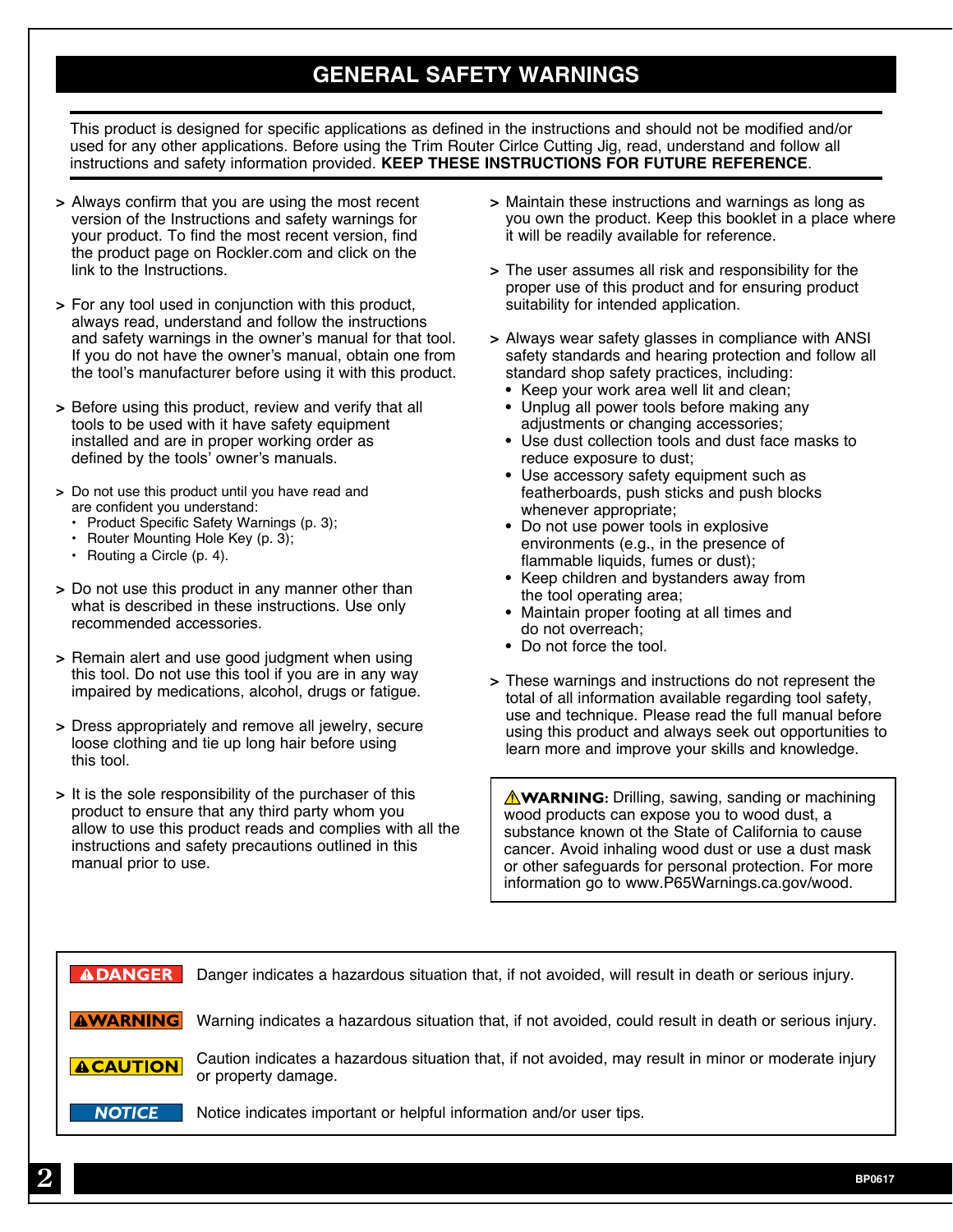## GENERAL SAFETY WARNINGS

This product is designed for specific applications as defined in the instructions and should not be modified and/or used for any other applications. Before using the Trim Router Cirlce Cutting Jig, read, understand and follow all instructions and safety information provided. **KEEP THESE INSTRUCTIONS FOR FUTURE REFERENCE**.

> Always confirm that you are using the most recent version of the Instructions and safety warnings for your product. To find the most recent version, find the product page on Rockler.com and click on the link to the Instructions.

> For any tool used in conjunction with this product, always read, understand and follow the instructions and safety warnings in the owner's manual for that tool. If you do not have the owner's manual, obtain one from the tool's manufacturer before using it with this product.

> Before using this product, review and verify that all tools to be used with it have safety equipment installed and are in proper working order as defined by the tools' owner's manuals.

> Do not use this product until you have read and are confident you understand:
- Product Specific Safety Warnings (p. 3);
- Router Mounting Hole Key (p. 3);
- Routing a Circle (p. 4).

> Do not use this product in any manner other than what is described in these instructions. Use only recommended accessories.

> Remain alert and use good judgment when using this tool. Do not use this tool if you are in any way impaired by medications, alcohol, drugs or fatigue.

> Dress appropriately and remove all jewelry, secure loose clothing and tie up long hair before using this tool.

> It is the sole responsibility of the purchaser of this product to ensure that any third party whom you allow to use this product reads and complies with all the instructions and safety precautions outlined in this manual prior to use.

> Maintain these instructions and warnings as long as you own the product. Keep this booklet in a place where it will be readily available for reference.

> The user assumes all risk and responsibility for the proper use of this product and for ensuring product suitability for intended application.

> Always wear safety glasses in compliance with ANSI safety standards and hearing protection and follow all standard shop safety practices, including:
- Keep your work area well lit and clean;
- Unplug all power tools before making any adjustments or changing accessories;
- Use dust collection tools and dust face masks to reduce exposure to dust;
- Use accessory safety equipment such as featherboards, push sticks and push blocks whenever appropriate;
- Do not use power tools in explosive environments (e.g., in the presence of flammable liquids, fumes or dust);
- Keep children and bystanders away from the tool operating area;
- Maintain proper footing at all times and do not overreach;
- Do not force the tool.

> These warnings and instructions do not represent the total of all information available regarding tool safety, use and technique. Please read the full manual before using this product and always seek out opportunities to learn more and improve your skills and knowledge.

⚠**WARNING:** Drilling, sawing, sanding or machining wood products can expose you to wood dust, a substance known ot the State of California to cause cancer. Avoid inhaling wood dust or use a dust mask or other safeguards for personal protection. For more information go to www.P65Warnings.ca.gov/wood.

**⚠DANGER** Danger indicates a hazardous situation that, if not avoided, will result in death or serious injury.

**⚠WARNING** Warning indicates a hazardous situation that, if not avoided, could result in death or serious injury.

**⚠CAUTION** Caution indicates a hazardous situation that, if not avoided, may result in minor or moderate injury or property damage.

**NOTICE** Notice indicates important or helpful information and/or user tips.

BP0617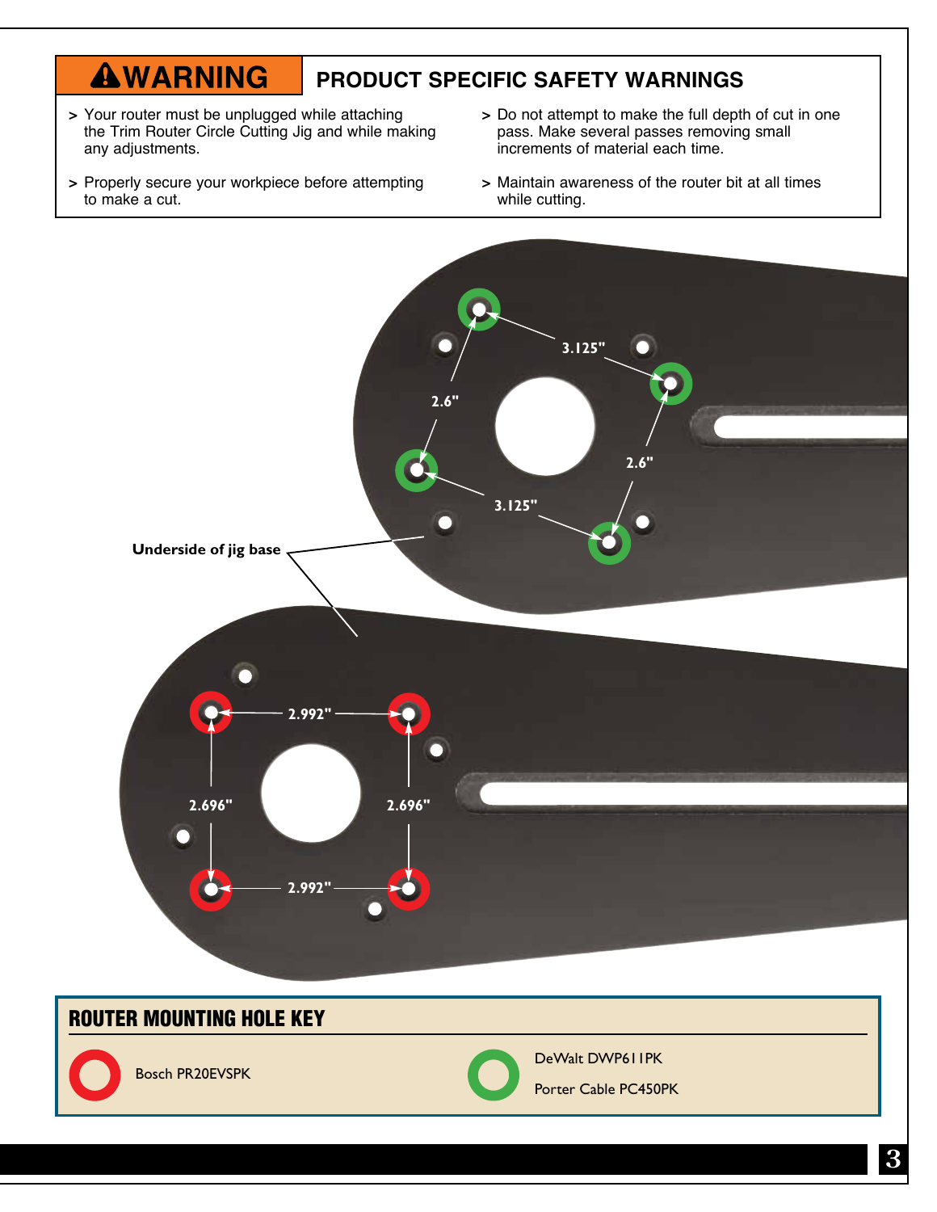## ⚠WARNING — PRODUCT SPECIFIC SAFETY WARNINGS

> Your router must be unplugged while attaching the Trim Router Circle Cutting Jig and while making any adjustments.

> Properly secure your workpiece before attempting to make a cut.

> Do not attempt to make the full depth of cut in one pass. Make several passes removing small increments of material each time.

> Maintain awareness of the router bit at all times while cutting.

Underside of jig base

3.125"

2.6"

2.6"

3.125"

2.992"

2.696"

2.696"

2.992"

## ROUTER MOUNTING HOLE KEY

| Key | Router |
| --- | --- |
| Red ring | Bosch PR20EVSPK |
| Green ring | DeWalt DWP611PK<br>Porter Cable PC450PK |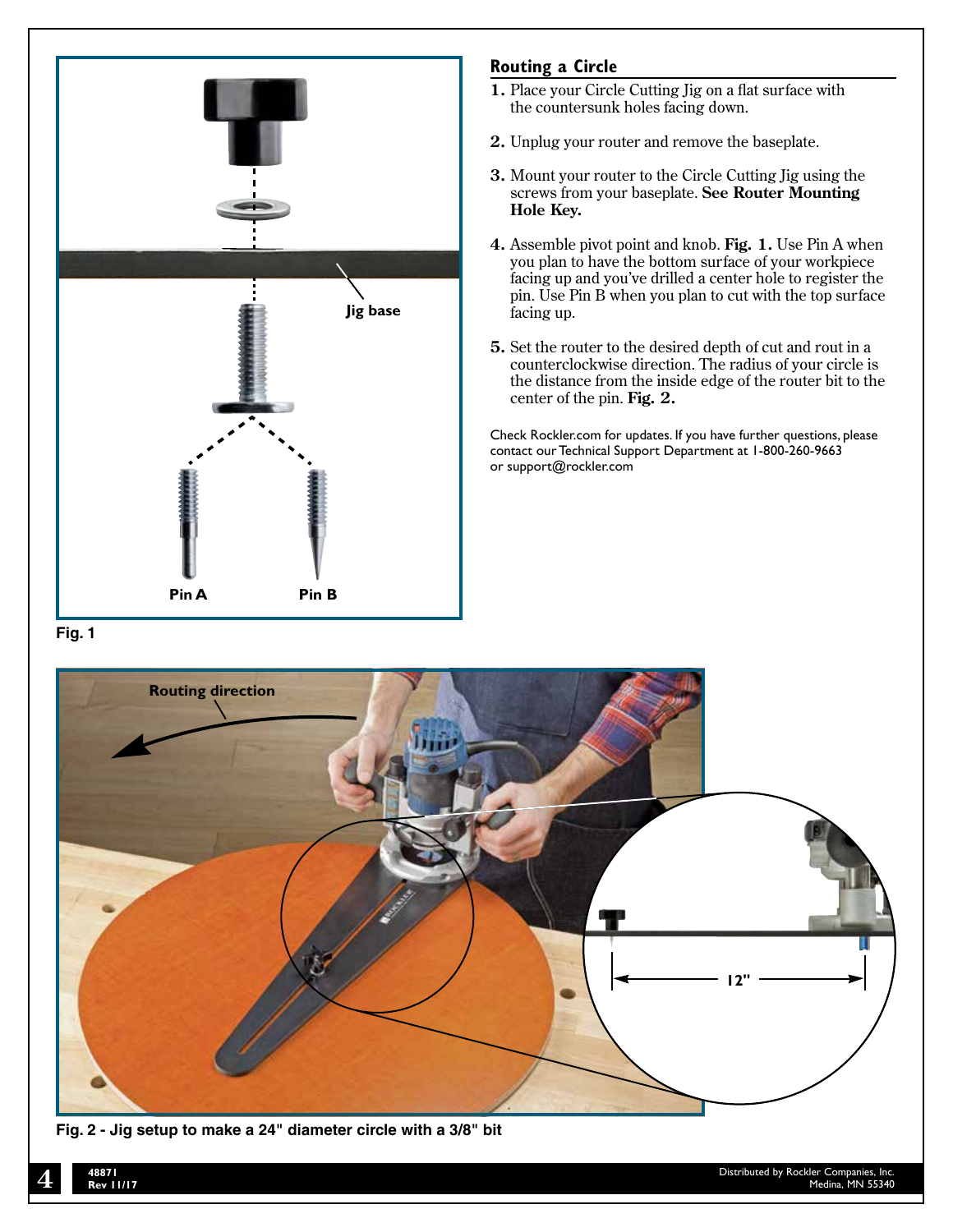Jig base

Pin A

Pin B

Fig. 1

## Routing a Circle

1. Place your Circle Cutting Jig on a flat surface with the countersunk holes facing down.

2. Unplug your router and remove the baseplate.

3. Mount your router to the Circle Cutting Jig using the screws from your baseplate. **See Router Mounting Hole Key.**

4. Assemble pivot point and knob. **Fig. 1.** Use Pin A when you plan to have the bottom surface of your workpiece facing up and you've drilled a center hole to register the pin. Use Pin B when you plan to cut with the top surface facing up.

5. Set the router to the desired depth of cut and rout in a counterclockwise direction. The radius of your circle is the distance from the inside edge of the router bit to the center of the pin. **Fig. 2.**

Check Rockler.com for updates. If you have further questions, please contact our Technical Support Department at 1-800-260-9663 or support@rockler.com

Routing direction

12"

**Fig. 2 - Jig setup to make a 24" diameter circle with a 3/8" bit**

48871
Rev 11/17

Distributed by Rockler Companies, Inc.
Medina, MN 55340